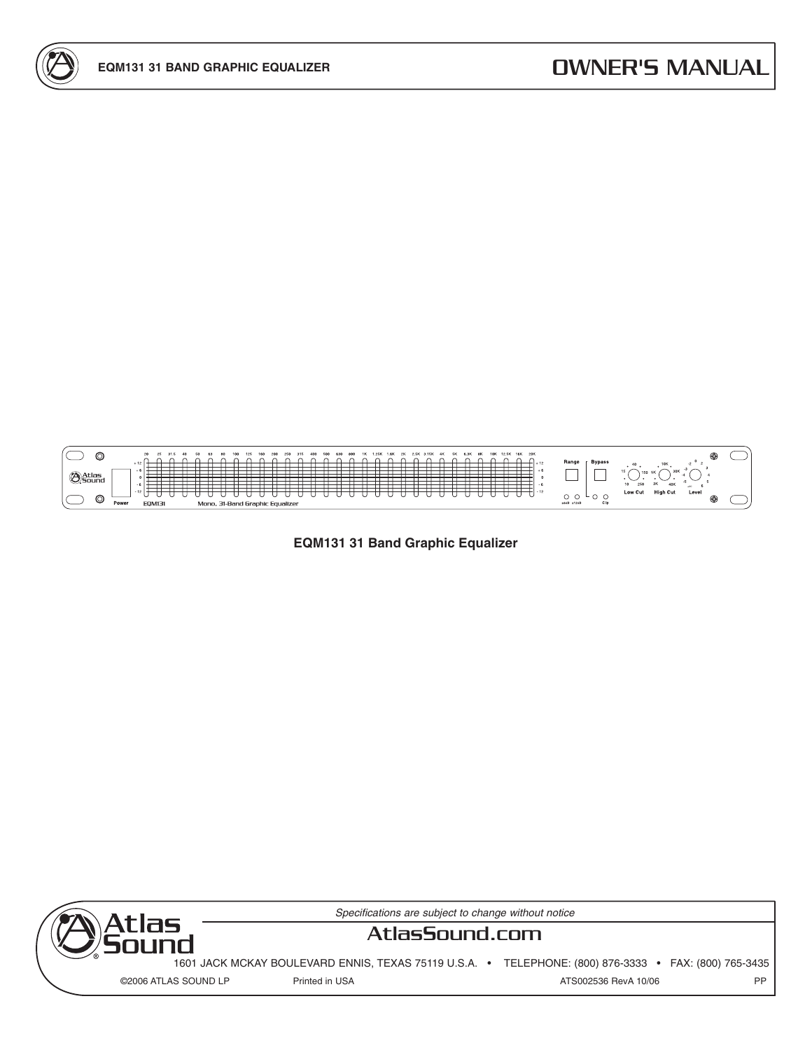# EQM131 31 BAND GRAPHIC EQUALIZER

# OWNER'S MANUAL

**EQM131 31 Band Graphic Equalizer**

*Specifications are subject to change without notice*

AtlasSound.com

1601 JACK MCKAY BOULEVARD ENNIS, TEXAS 75119 U.S.A. • TELEPHONE: (800) 876-3333 • FAX: (800) 765-3435

©2006 ATLAS SOUND LP Printed in USA ATS002536 RevA 10/06 PP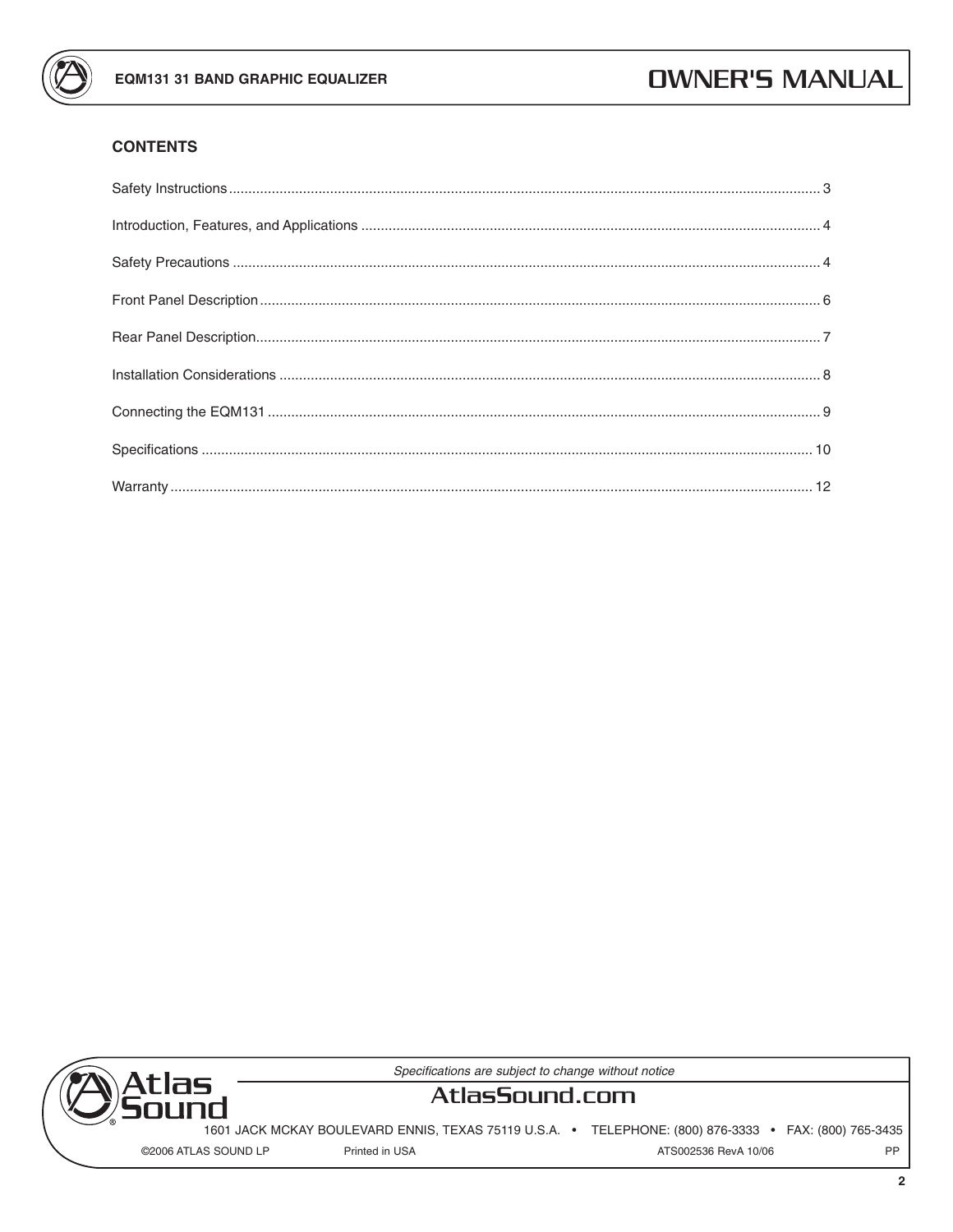## CONTENTS

| | |
|---|---|
| Safety Instructions | 3 |
| Introduction, Features, and Applications | 4 |
| Safety Precautions | 4 |
| Front Panel Description | 6 |
| Rear Panel Description | 7 |
| Installation Considerations | 8 |
| Connecting the EQM131 | 9 |
| Specifications | 10 |
| Warranty | 12 |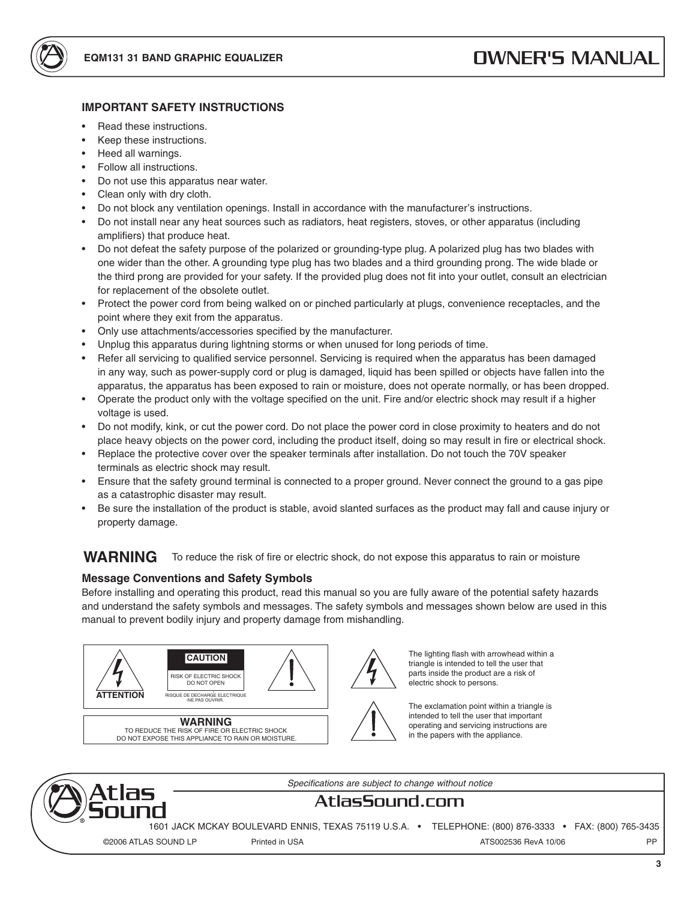## IMPORTANT SAFETY INSTRUCTIONS

- Read these instructions.
- Keep these instructions.
- Heed all warnings.
- Follow all instructions.
- Do not use this apparatus near water.
- Clean only with dry cloth.
- Do not block any ventilation openings. Install in accordance with the manufacturer's instructions.
- Do not install near any heat sources such as radiators, heat registers, stoves, or other apparatus (including amplifiers) that produce heat.
- Do not defeat the safety purpose of the polarized or grounding-type plug. A polarized plug has two blades with one wider than the other. A grounding type plug has two blades and a third grounding prong. The wide blade or the third prong are provided for your safety. If the provided plug does not fit into your outlet, consult an electrician for replacement of the obsolete outlet.
- Protect the power cord from being walked on or pinched particularly at plugs, convenience receptacles, and the point where they exit from the apparatus.
- Only use attachments/accessories specified by the manufacturer.
- Unplug this apparatus during lightning storms or when unused for long periods of time.
- Refer all servicing to qualified service personnel. Servicing is required when the apparatus has been damaged in any way, such as power-supply cord or plug is damaged, liquid has been spilled or objects have fallen into the apparatus, the apparatus has been exposed to rain or moisture, does not operate normally, or has been dropped.
- Operate the product only with the voltage specified on the unit. Fire and/or electric shock may result if a higher voltage is used.
- Do not modify, kink, or cut the power cord. Do not place the power cord in close proximity to heaters and do not place heavy objects on the power cord, including the product itself, doing so may result in fire or electrical shock.
- Replace the protective cover over the speaker terminals after installation. Do not touch the 70V speaker terminals as electric shock may result.
- Ensure that the safety ground terminal is connected to a proper ground. Never connect the ground to a gas pipe as a catastrophic disaster may result.
- Be sure the installation of the product is stable, avoid slanted surfaces as the product may fall and cause injury or property damage.

**WARNING** To reduce the risk of fire or electric shock, do not expose this apparatus to rain or moisture

### Message Conventions and Safety Symbols

Before installing and operating this product, read this manual so you are fully aware of the potential safety hazards and understand the safety symbols and messages. The safety symbols and messages shown below are used in this manual to prevent bodily injury and property damage from mishandling.

ATTENTION

**CAUTION**
RISK OF ELECTRIC SHOCK
DO NOT OPEN
RISQUE DE DECHARGE ELECTRIQUE
-NE PAS OUVRIR.

**WARNING**
TO REDUCE THE RISK OF FIRE OR ELECTRIC SHOCK
DO NOT EXPOSE THIS APPLIANCE TO RAIN OR MOISTURE.

The lighting flash with arrowhead within a triangle is intended to tell the user that parts inside the product are a risk of electric shock to persons.

The exclamation point within a triangle is intended to tell the user that important operating and servicing instructions are in the papers with the appliance.

*Specifications are subject to change without notice*

AtlasSound.com

1601 JACK MCKAY BOULEVARD ENNIS, TEXAS 75119 U.S.A. • TELEPHONE: (800) 876-3333 • FAX: (800) 765-3435

©2006 ATLAS SOUND LP Printed in USA ATS002536 RevA 10/06 PP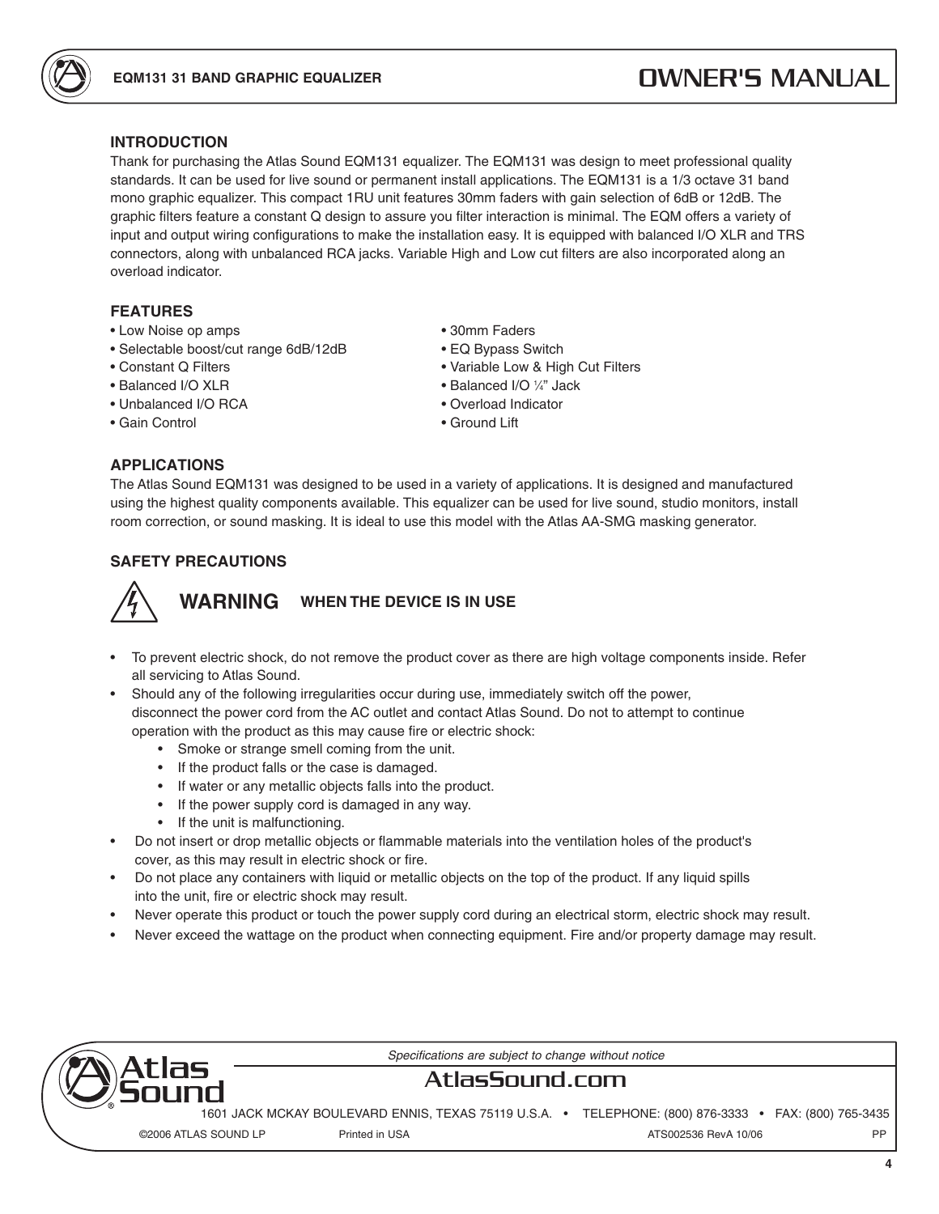## INTRODUCTION

Thank for purchasing the Atlas Sound EQM131 equalizer. The EQM131 was design to meet professional quality standards. It can be used for live sound or permanent install applications. The EQM131 is a 1/3 octave 31 band mono graphic equalizer. This compact 1RU unit features 30mm faders with gain selection of 6dB or 12dB. The graphic filters feature a constant Q design to assure you filter interaction is minimal. The EQM offers a variety of input and output wiring configurations to make the installation easy. It is equipped with balanced I/O XLR and TRS connectors, along with unbalanced RCA jacks. Variable High and Low cut filters are also incorporated along an overload indicator.

## FEATURES

- Low Noise op amps
- Selectable boost/cut range 6dB/12dB
- Constant Q Filters
- Balanced I/O XLR
- Unbalanced I/O RCA
- Gain Control
- 30mm Faders
- EQ Bypass Switch
- Variable Low & High Cut Filters
- Balanced I/O ¼" Jack
- Overload Indicator
- Ground Lift

## APPLICATIONS

The Atlas Sound EQM131 was designed to be used in a variety of applications. It is designed and manufactured using the highest quality components available. This equalizer can be used for live sound, studio monitors, install room correction, or sound masking. It is ideal to use this model with the Atlas AA-SMG masking generator.

## SAFETY PRECAUTIONS

**WARNING** **WHEN THE DEVICE IS IN USE**

- To prevent electric shock, do not remove the product cover as there are high voltage components inside. Refer all servicing to Atlas Sound.
- Should any of the following irregularities occur during use, immediately switch off the power, disconnect the power cord from the AC outlet and contact Atlas Sound. Do not to attempt to continue operation with the product as this may cause fire or electric shock:
  - Smoke or strange smell coming from the unit.
  - If the product falls or the case is damaged.
  - If water or any metallic objects falls into the product.
  - If the power supply cord is damaged in any way.
  - If the unit is malfunctioning.
- Do not insert or drop metallic objects or flammable materials into the ventilation holes of the product's cover, as this may result in electric shock or fire.
- Do not place any containers with liquid or metallic objects on the top of the product. If any liquid spills into the unit, fire or electric shock may result.
- Never operate this product or touch the power supply cord during an electrical storm, electric shock may result.
- Never exceed the wattage on the product when connecting equipment. Fire and/or property damage may result.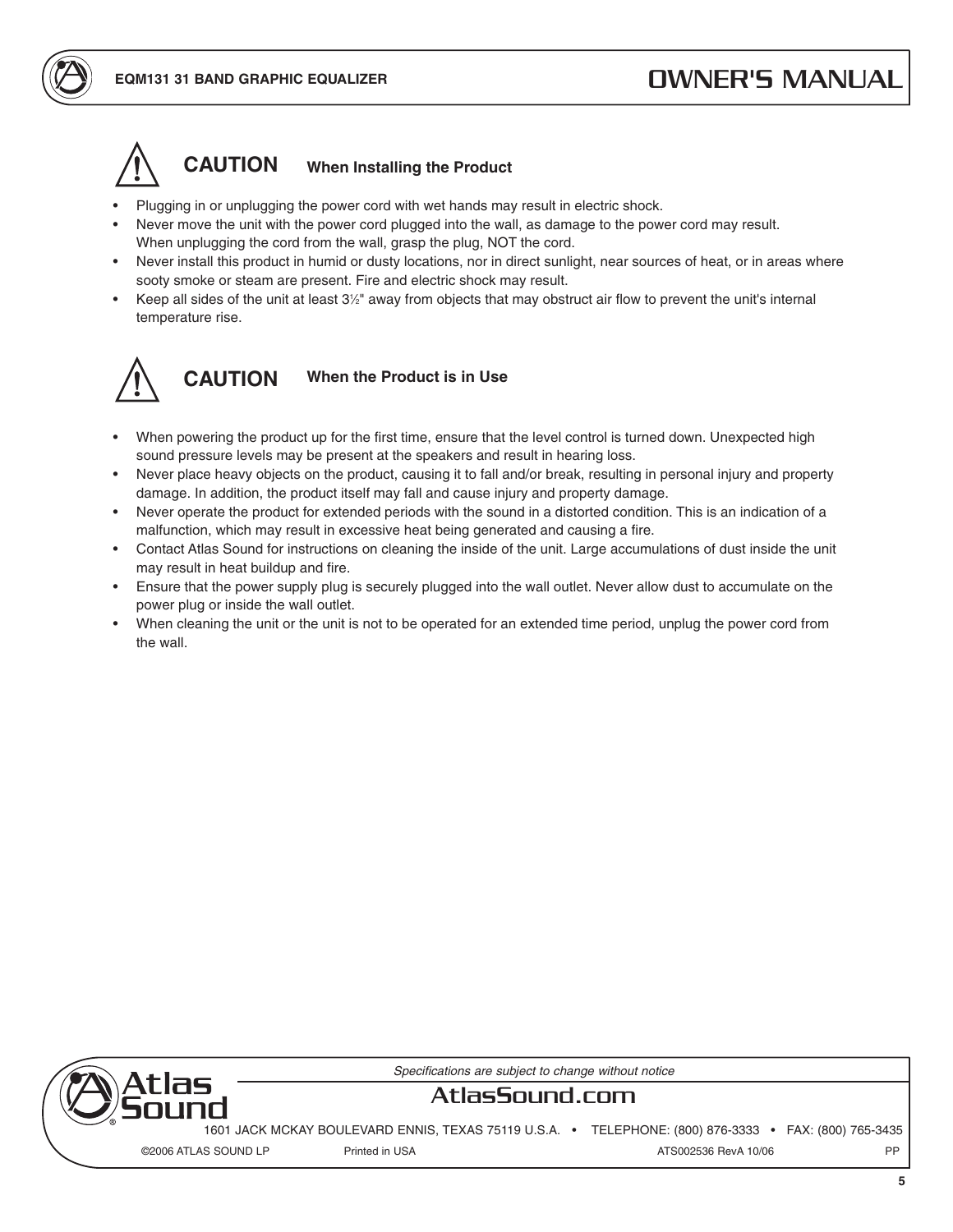## CAUTION When Installing the Product

- Plugging in or unplugging the power cord with wet hands may result in electric shock.
- Never move the unit with the power cord plugged into the wall, as damage to the power cord may result. When unplugging the cord from the wall, grasp the plug, NOT the cord.
- Never install this product in humid or dusty locations, nor in direct sunlight, near sources of heat, or in areas where sooty smoke or steam are present. Fire and electric shock may result.
- Keep all sides of the unit at least 3½" away from objects that may obstruct air flow to prevent the unit's internal temperature rise.

## CAUTION When the Product is in Use

- When powering the product up for the first time, ensure that the level control is turned down. Unexpected high sound pressure levels may be present at the speakers and result in hearing loss.
- Never place heavy objects on the product, causing it to fall and/or break, resulting in personal injury and property damage. In addition, the product itself may fall and cause injury and property damage.
- Never operate the product for extended periods with the sound in a distorted condition. This is an indication of a malfunction, which may result in excessive heat being generated and causing a fire.
- Contact Atlas Sound for instructions on cleaning the inside of the unit. Large accumulations of dust inside the unit may result in heat buildup and fire.
- Ensure that the power supply plug is securely plugged into the wall outlet. Never allow dust to accumulate on the power plug or inside the wall outlet.
- When cleaning the unit or the unit is not to be operated for an extended time period, unplug the power cord from the wall.

*Specifications are subject to change without notice*

AtlasSound.com

1601 JACK MCKAY BOULEVARD ENNIS, TEXAS 75119 U.S.A. • TELEPHONE: (800) 876-3333 • FAX: (800) 765-3435

©2006 ATLAS SOUND LP Printed in USA ATS002536 RevA 10/06 PP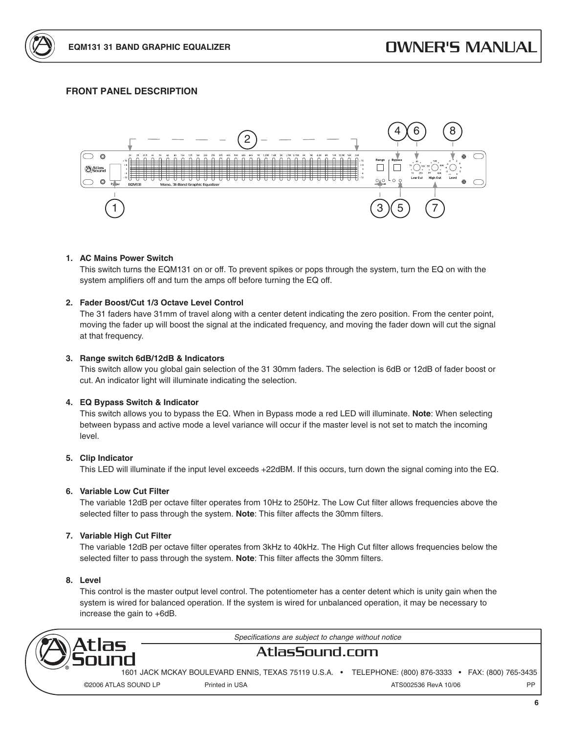## FRONT PANEL DESCRIPTION

1. **AC Mains Power Switch**
   This switch turns the EQM131 on or off. To prevent spikes or pops through the system, turn the EQ on with the system amplifiers off and turn the amps off before turning the EQ off.

2. **Fader Boost/Cut 1/3 Octave Level Control**
   The 31 faders have 31mm of travel along with a center detent indicating the zero position. From the center point, moving the fader up will boost the signal at the indicated frequency, and moving the fader down will cut the signal at that frequency.

3. **Range switch 6dB/12dB & Indicators**
   This switch allow you global gain selection of the 31 30mm faders. The selection is 6dB or 12dB of fader boost or cut. An indicator light will illuminate indicating the selection.

4. **EQ Bypass Switch & Indicator**
   This switch allows you to bypass the EQ. When in Bypass mode a red LED will illuminate. **Note**: When selecting between bypass and active mode a level variance will occur if the master level is not set to match the incoming level.

5. **Clip Indicator**
   This LED will illuminate if the input level exceeds +22dBM. If this occurs, turn down the signal coming into the EQ.

6. **Variable Low Cut Filter**
   The variable 12dB per octave filter operates from 10Hz to 250Hz. The Low Cut filter allows frequencies above the selected filter to pass through the system. **Note**: This filter affects the 30mm filters.

7. **Variable High Cut Filter**
   The variable 12dB per octave filter operates from 3kHz to 40kHz. The High Cut filter allows frequencies below the selected filter to pass through the system. **Note**: This filter affects the 30mm filters.

8. **Level**
   This control is the master output level control. The potentiometer has a center detent which is unity gain when the system is wired for balanced operation. If the system is wired for unbalanced operation, it may be necessary to increase the gain to +6dB.

*Specifications are subject to change without notice*

AtlasSound.com

1601 JACK MCKAY BOULEVARD ENNIS, TEXAS 75119 U.S.A. • TELEPHONE: (800) 876-3333 • FAX: (800) 765-3435

©2006 ATLAS SOUND LP Printed in USA ATS002536 RevA 10/06 PP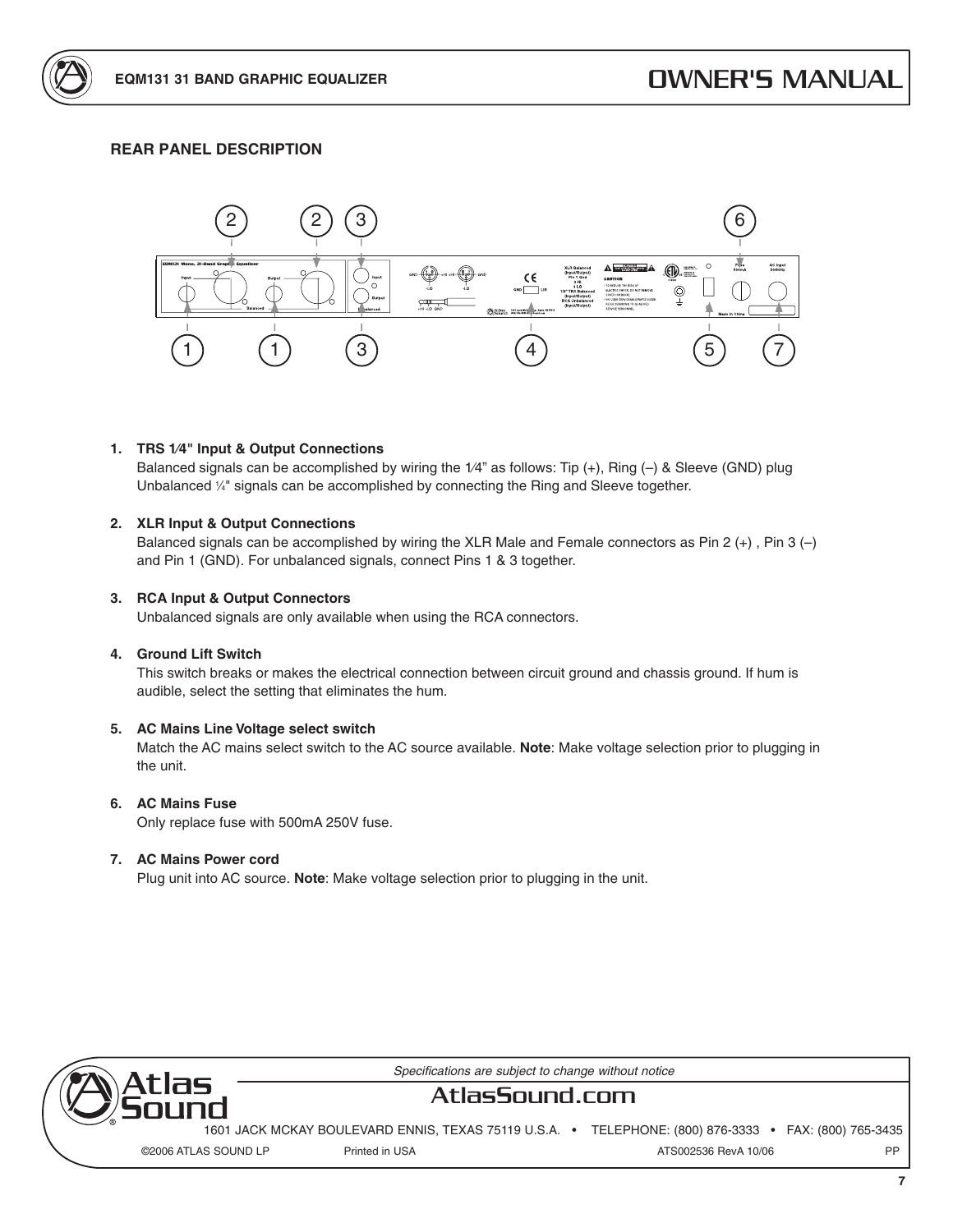## REAR PANEL DESCRIPTION

1. **TRS 1⁄4" Input & Output Connections**
   Balanced signals can be accomplished by wiring the 1⁄4" as follows: Tip (+), Ring (–) & Sleeve (GND) plug
   Unbalanced ¼" signals can be accomplished by connecting the Ring and Sleeve together.

2. **XLR Input & Output Connections**
   Balanced signals can be accomplished by wiring the XLR Male and Female connectors as Pin 2 (+) , Pin 3 (–) and Pin 1 (GND). For unbalanced signals, connect Pins 1 & 3 together.

3. **RCA Input & Output Connectors**
   Unbalanced signals are only available when using the RCA connectors.

4. **Ground Lift Switch**
   This switch breaks or makes the electrical connection between circuit ground and chassis ground. If hum is audible, select the setting that eliminates the hum.

5. **AC Mains Line Voltage select switch**
   Match the AC mains select switch to the AC source available. **Note**: Make voltage selection prior to plugging in the unit.

6. **AC Mains Fuse**
   Only replace fuse with 500mA 250V fuse.

7. **AC Mains Power cord**
   Plug unit into AC source. **Note**: Make voltage selection prior to plugging in the unit.

*Specifications are subject to change without notice*

AtlasSound.com

1601 JACK MCKAY BOULEVARD ENNIS, TEXAS 75119 U.S.A. • TELEPHONE: (800) 876-3333 • FAX: (800) 765-3435

©2006 ATLAS SOUND LP Printed in USA ATS002536 RevA 10/06 PP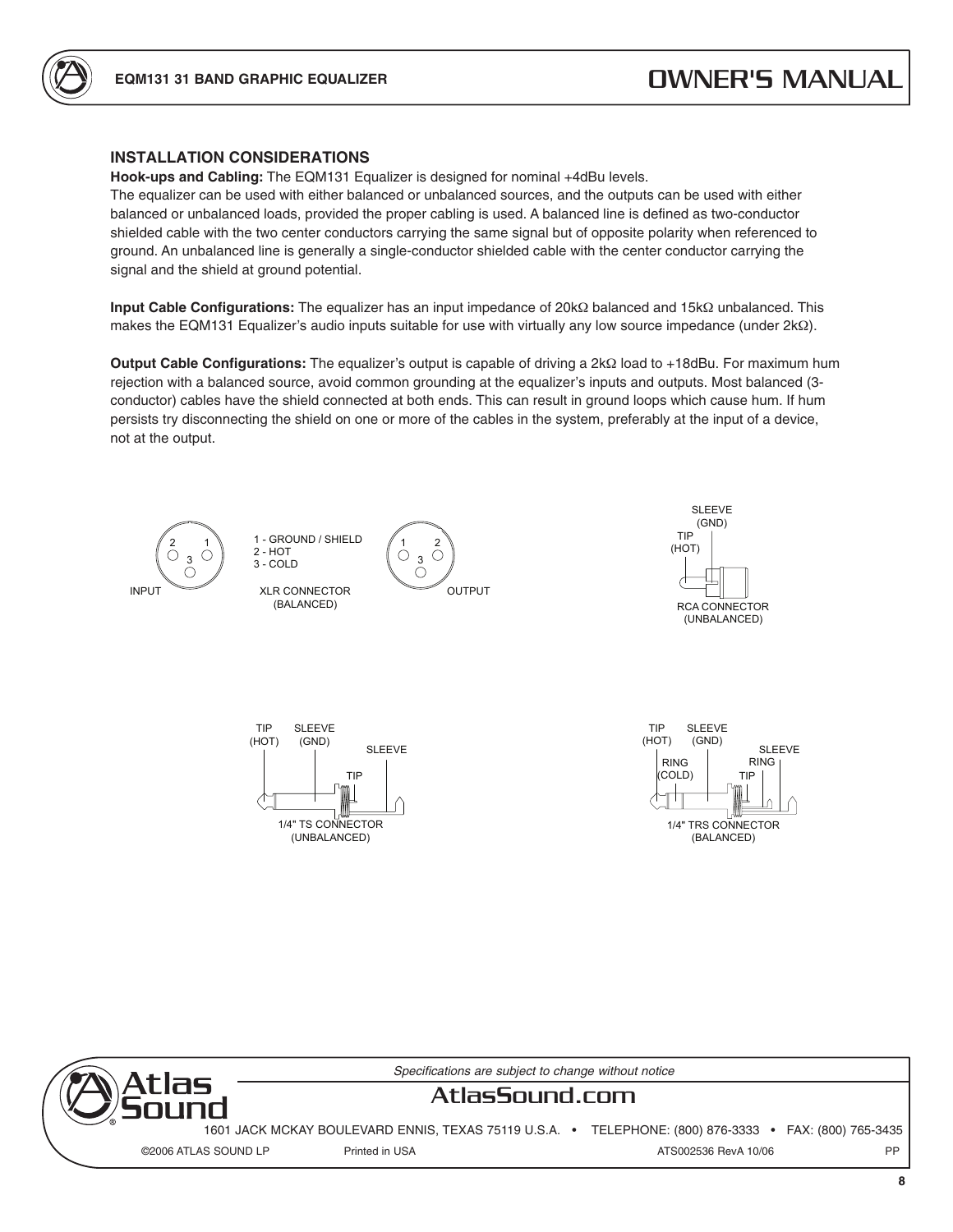### INSTALLATION CONSIDERATIONS

**Hook-ups and Cabling:** The EQM131 Equalizer is designed for nominal +4dBu levels.
The equalizer can be used with either balanced or unbalanced sources, and the outputs can be used with either balanced or unbalanced loads, provided the proper cabling is used. A balanced line is defined as two-conductor shielded cable with the two center conductors carrying the same signal but of opposite polarity when referenced to ground. An unbalanced line is generally a single-conductor shielded cable with the center conductor carrying the signal and the shield at ground potential.

**Input Cable Configurations:** The equalizer has an input impedance of 20kΩ balanced and 15kΩ unbalanced. This makes the EQM131 Equalizer's audio inputs suitable for use with virtually any low source impedance (under 2kΩ).

**Output Cable Configurations:** The equalizer's output is capable of driving a 2kΩ load to +18dBu. For maximum hum rejection with a balanced source, avoid common grounding at the equalizer's inputs and outputs. Most balanced (3-conductor) cables have the shield connected at both ends. This can result in ground loops which cause hum. If hum persists try disconnecting the shield on one or more of the cables in the system, preferably at the input of a device, not at the output.

INPUT

1 - GROUND / SHIELD
2 - HOT
3 - COLD

XLR CONNECTOR (BALANCED)

OUTPUT

SLEEVE (GND)
TIP (HOT)

RCA CONNECTOR (UNBALANCED)

TIP (HOT) SLEEVE (GND) SLEEVE TIP

1/4" TS CONNECTOR (UNBALANCED)

TIP (HOT) SLEEVE (GND) RING (COLD) SLEEVE RING TIP

1/4" TRS CONNECTOR (BALANCED)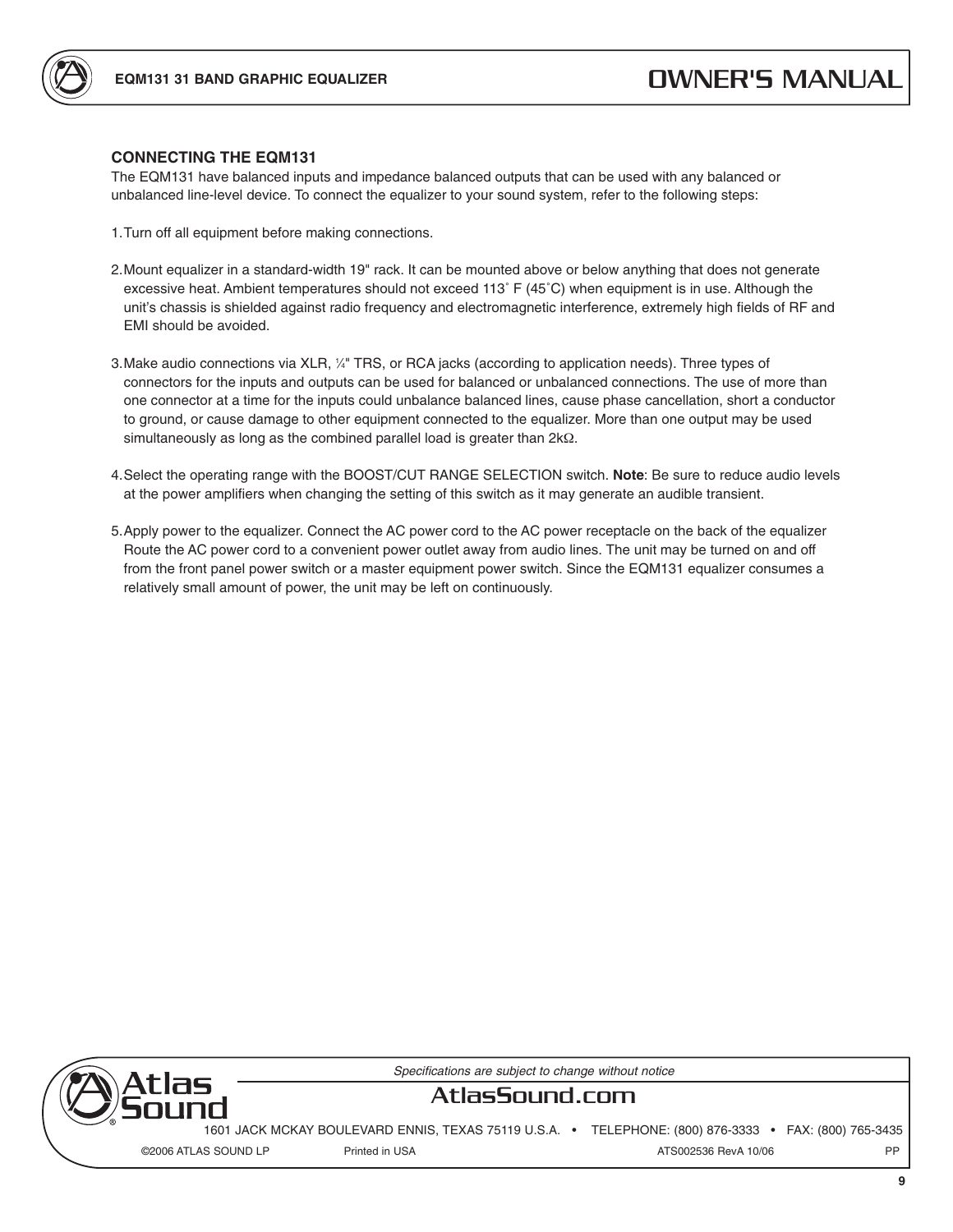## CONNECTING THE EQM131

The EQM131 have balanced inputs and impedance balanced outputs that can be used with any balanced or unbalanced line-level device. To connect the equalizer to your sound system, refer to the following steps:

1. Turn off all equipment before making connections.

2. Mount equalizer in a standard-width 19" rack. It can be mounted above or below anything that does not generate excessive heat. Ambient temperatures should not exceed 113˚ F (45˚C) when equipment is in use. Although the unit's chassis is shielded against radio frequency and electromagnetic interference, extremely high fields of RF and EMI should be avoided.

3. Make audio connections via XLR, ¼" TRS, or RCA jacks (according to application needs). Three types of connectors for the inputs and outputs can be used for balanced or unbalanced connections. The use of more than one connector at a time for the inputs could unbalance balanced lines, cause phase cancellation, short a conductor to ground, or cause damage to other equipment connected to the equalizer. More than one output may be used simultaneously as long as the combined parallel load is greater than 2kΩ.

4. Select the operating range with the BOOST/CUT RANGE SELECTION switch. **Note**: Be sure to reduce audio levels at the power amplifiers when changing the setting of this switch as it may generate an audible transient.

5. Apply power to the equalizer. Connect the AC power cord to the AC power receptacle on the back of the equalizer Route the AC power cord to a convenient power outlet away from audio lines. The unit may be turned on and off from the front panel power switch or a master equipment power switch. Since the EQM131 equalizer consumes a relatively small amount of power, the unit may be left on continuously.

*Specifications are subject to change without notice*

AtlasSound.com

1601 JACK MCKAY BOULEVARD ENNIS, TEXAS 75119 U.S.A. • TELEPHONE: (800) 876-3333 • FAX: (800) 765-3435

©2006 ATLAS SOUND LP Printed in USA ATS002536 RevA 10/06 PP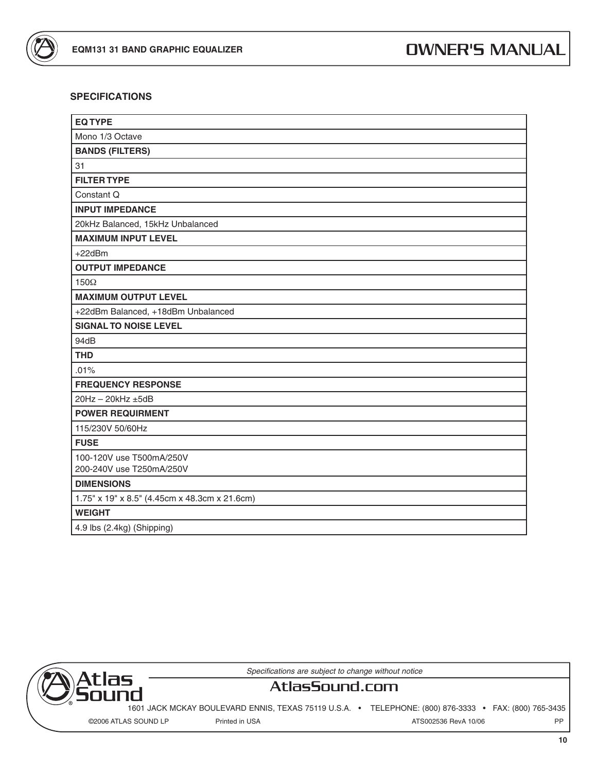## SPECIFICATIONS

| EQ TYPE |
|---|
| Mono 1/3 Octave |
| **BANDS (FILTERS)** |
| 31 |
| **FILTER TYPE** |
| Constant Q |
| **INPUT IMPEDANCE** |
| 20kHz Balanced, 15kHz Unbalanced |
| **MAXIMUM INPUT LEVEL** |
| +22dBm |
| **OUTPUT IMPEDANCE** |
| 150Ω |
| **MAXIMUM OUTPUT LEVEL** |
| +22dBm Balanced, +18dBm Unbalanced |
| **SIGNAL TO NOISE LEVEL** |
| 94dB |
| **THD** |
| .01% |
| **FREQUENCY RESPONSE** |
| 20Hz – 20kHz ±5dB |
| **POWER REQUIRMENT** |
| 115/230V 50/60Hz |
| **FUSE** |
| 100-120V use T500mA/250V<br>200-240V use T250mA/250V |
| **DIMENSIONS** |
| 1.75" x 19" x 8.5" (4.45cm x 48.3cm x 21.6cm) |
| **WEIGHT** |
| 4.9 lbs (2.4kg) (Shipping) |

*Specifications are subject to change without notice*

AtlasSound.com

1601 JACK MCKAY BOULEVARD ENNIS, TEXAS 75119 U.S.A. • TELEPHONE: (800) 876-3333 • FAX: (800) 765-3435

©2006 ATLAS SOUND LP Printed in USA ATS002536 RevA 10/06 PP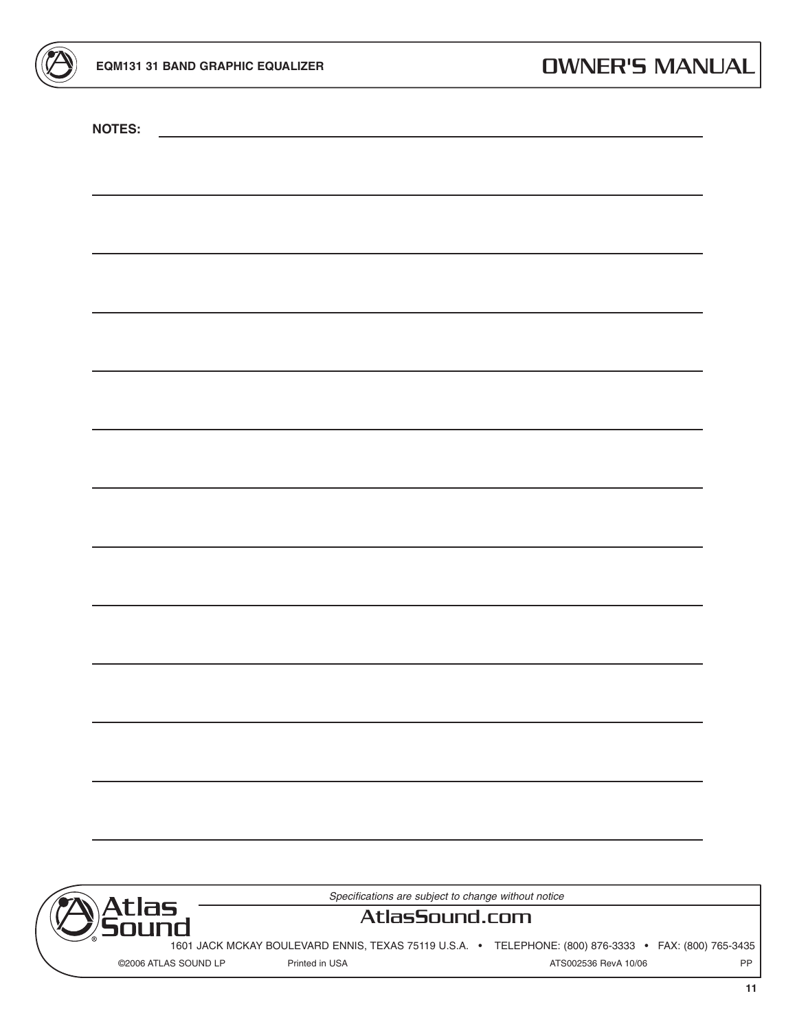**NOTES:**

*Specifications are subject to change without notice*

AtlasSound.com

1601 JACK MCKAY BOULEVARD ENNIS, TEXAS 75119 U.S.A. • TELEPHONE: (800) 876-3333 • FAX: (800) 765-3435

©2006 ATLAS SOUND LP Printed in USA ATS002536 RevA 10/06 PP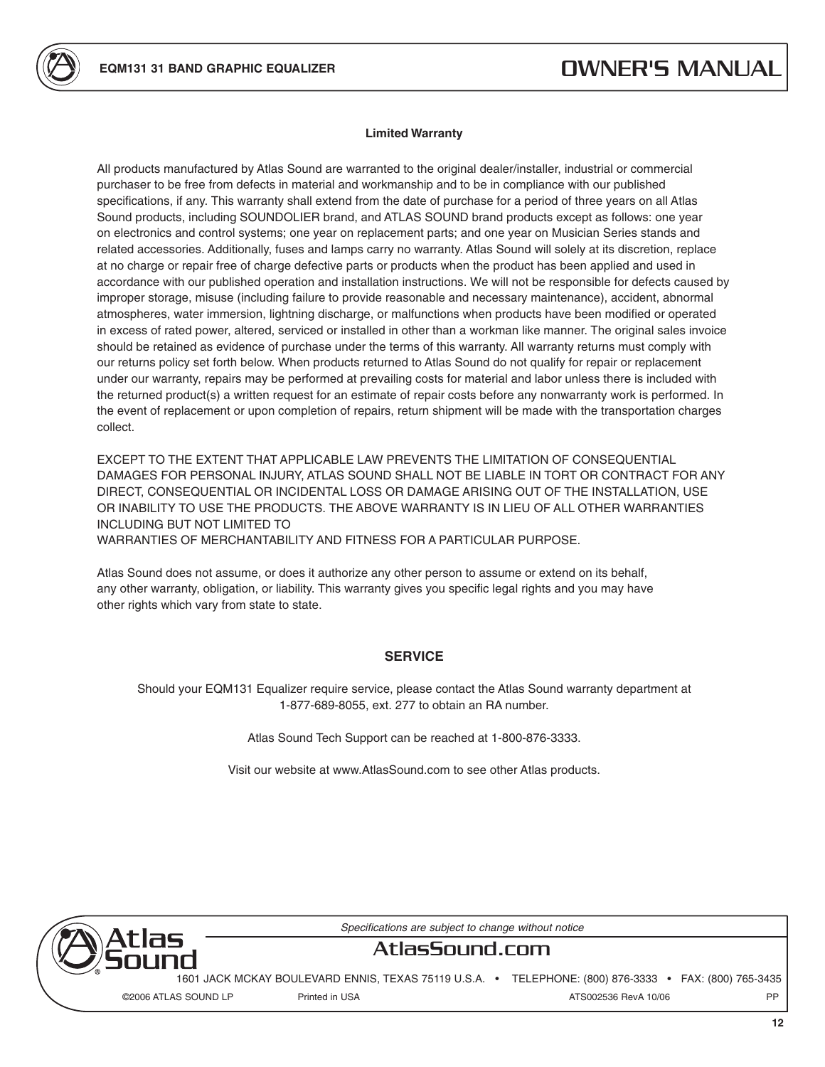### Limited Warranty

All products manufactured by Atlas Sound are warranted to the original dealer/installer, industrial or commercial purchaser to be free from defects in material and workmanship and to be in compliance with our published specifications, if any. This warranty shall extend from the date of purchase for a period of three years on all Atlas Sound products, including SOUNDOLIER brand, and ATLAS SOUND brand products except as follows: one year on electronics and control systems; one year on replacement parts; and one year on Musician Series stands and related accessories. Additionally, fuses and lamps carry no warranty. Atlas Sound will solely at its discretion, replace at no charge or repair free of charge defective parts or products when the product has been applied and used in accordance with our published operation and installation instructions. We will not be responsible for defects caused by improper storage, misuse (including failure to provide reasonable and necessary maintenance), accident, abnormal atmospheres, water immersion, lightning discharge, or malfunctions when products have been modified or operated in excess of rated power, altered, serviced or installed in other than a workman like manner. The original sales invoice should be retained as evidence of purchase under the terms of this warranty. All warranty returns must comply with our returns policy set forth below. When products returned to Atlas Sound do not qualify for repair or replacement under our warranty, repairs may be performed at prevailing costs for material and labor unless there is included with the returned product(s) a written request for an estimate of repair costs before any nonwarranty work is performed. In the event of replacement or upon completion of repairs, return shipment will be made with the transportation charges collect.

EXCEPT TO THE EXTENT THAT APPLICABLE LAW PREVENTS THE LIMITATION OF CONSEQUENTIAL DAMAGES FOR PERSONAL INJURY, ATLAS SOUND SHALL NOT BE LIABLE IN TORT OR CONTRACT FOR ANY DIRECT, CONSEQUENTIAL OR INCIDENTAL LOSS OR DAMAGE ARISING OUT OF THE INSTALLATION, USE OR INABILITY TO USE THE PRODUCTS. THE ABOVE WARRANTY IS IN LIEU OF ALL OTHER WARRANTIES INCLUDING BUT NOT LIMITED TO
WARRANTIES OF MERCHANTABILITY AND FITNESS FOR A PARTICULAR PURPOSE.

Atlas Sound does not assume, or does it authorize any other person to assume or extend on its behalf, any other warranty, obligation, or liability. This warranty gives you specific legal rights and you may have other rights which vary from state to state.

### SERVICE

Should your EQM131 Equalizer require service, please contact the Atlas Sound warranty department at 1-877-689-8055, ext. 277 to obtain an RA number.

Atlas Sound Tech Support can be reached at 1-800-876-3333.

Visit our website at www.AtlasSound.com to see other Atlas products.

*Specifications are subject to change without notice*

AtlasSound.com

1601 JACK MCKAY BOULEVARD ENNIS, TEXAS 75119 U.S.A. • TELEPHONE: (800) 876-3333 • FAX: (800) 765-3435

©2006 ATLAS SOUND LP Printed in USA ATS002536 RevA 10/06 PP